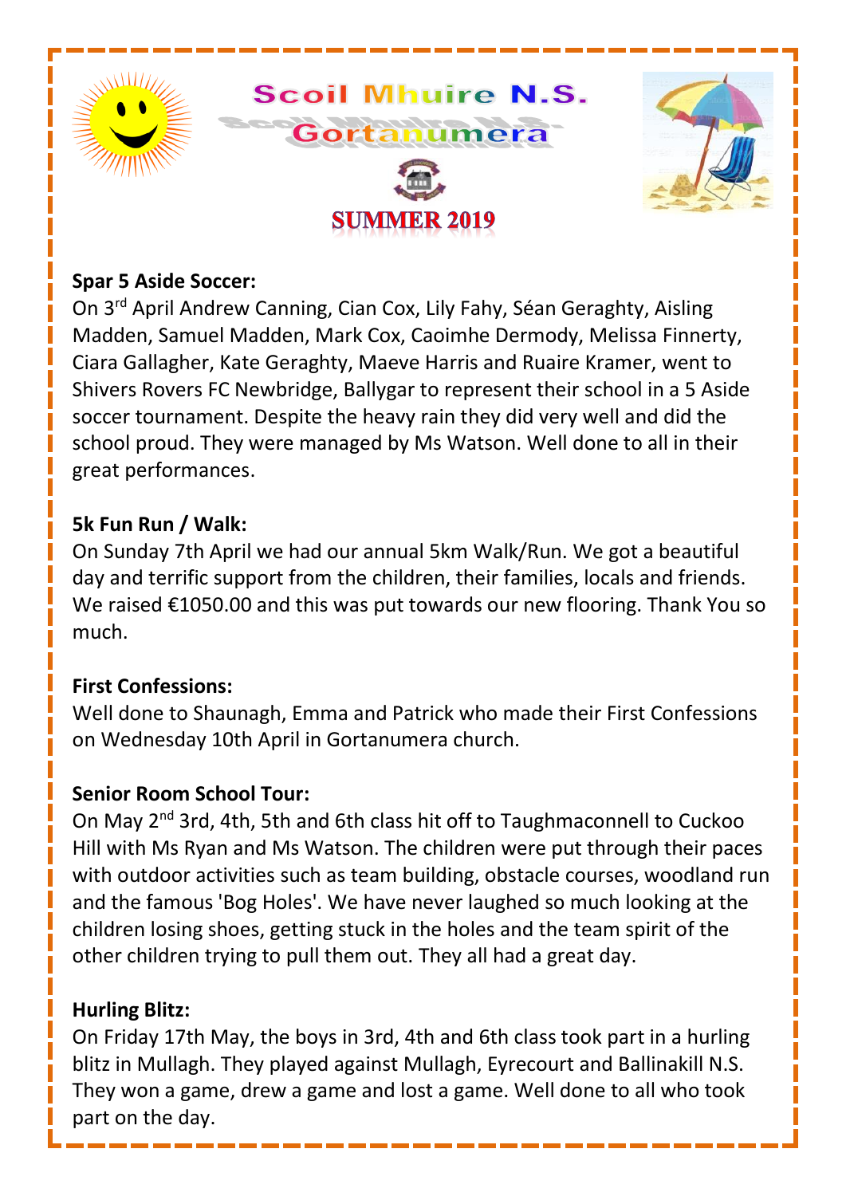# Scoil Mhuire N.S.
## Gortanumera
### SUMMER 2019

**Spar 5 Aside Soccer:**
On 3rd April Andrew Canning, Cian Cox, Lily Fahy, Séan Geraghty, Aisling Madden, Samuel Madden, Mark Cox, Caoimhe Dermody, Melissa Finnerty, Ciara Gallagher, Kate Geraghty, Maeve Harris and Ruaire Kramer, went to Shivers Rovers FC Newbridge, Ballygar to represent their school in a 5 Aside soccer tournament. Despite the heavy rain they did very well and did the school proud. They were managed by Ms Watson. Well done to all in their great performances.

**5k Fun Run / Walk:**
On Sunday 7th April we had our annual 5km Walk/Run. We got a beautiful day and terrific support from the children, their families, locals and friends. We raised €1050.00 and this was put towards our new flooring. Thank You so much.

**First Confessions:**
Well done to Shaunagh, Emma and Patrick who made their First Confessions on Wednesday 10th April in Gortanumera church.

**Senior Room School Tour:**
On May 2nd 3rd, 4th, 5th and 6th class hit off to Taughmaconnell to Cuckoo Hill with Ms Ryan and Ms Watson. The children were put through their paces with outdoor activities such as team building, obstacle courses, woodland run and the famous 'Bog Holes'. We have never laughed so much looking at the children losing shoes, getting stuck in the holes and the team spirit of the other children trying to pull them out. They all had a great day.

**Hurling Blitz:**
On Friday 17th May, the boys in 3rd, 4th and 6th class took part in a hurling blitz in Mullagh. They played against Mullagh, Eyrecourt and Ballinakill N.S. They won a game, drew a game and lost a game. Well done to all who took part on the day.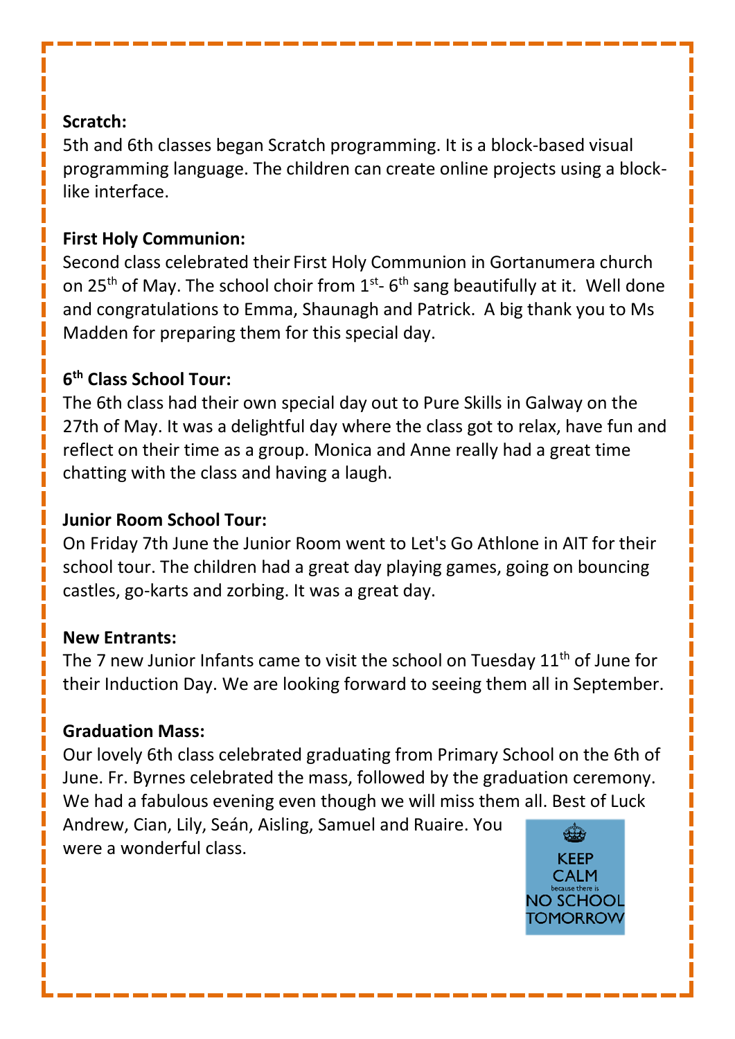**Scratch:**

5th and 6th classes began Scratch programming. It is a block-based visual programming language. The children can create online projects using a block-like interface.

**First Holy Communion:**

Second class celebrated their First Holy Communion in Gortanumera church on 25th of May. The school choir from 1st- 6th sang beautifully at it. Well done and congratulations to Emma, Shaunagh and Patrick. A big thank you to Ms Madden for preparing them for this special day.

**6th Class School Tour:**

The 6th class had their own special day out to Pure Skills in Galway on the 27th of May. It was a delightful day where the class got to relax, have fun and reflect on their time as a group. Monica and Anne really had a great time chatting with the class and having a laugh.

**Junior Room School Tour:**

On Friday 7th June the Junior Room went to Let's Go Athlone in AIT for their school tour. The children had a great day playing games, going on bouncing castles, go-karts and zorbing. It was a great day.

**New Entrants:**

The 7 new Junior Infants came to visit the school on Tuesday 11th of June for their Induction Day. We are looking forward to seeing them all in September.

**Graduation Mass:**

Our lovely 6th class celebrated graduating from Primary School on the 6th of June. Fr. Byrnes celebrated the mass, followed by the graduation ceremony. We had a fabulous evening even though we will miss them all. Best of Luck Andrew, Cian, Lily, Seán, Aisling, Samuel and Ruaire. You were a wonderful class.

KEEP CALM because there is NO SCHOOL TOMORROW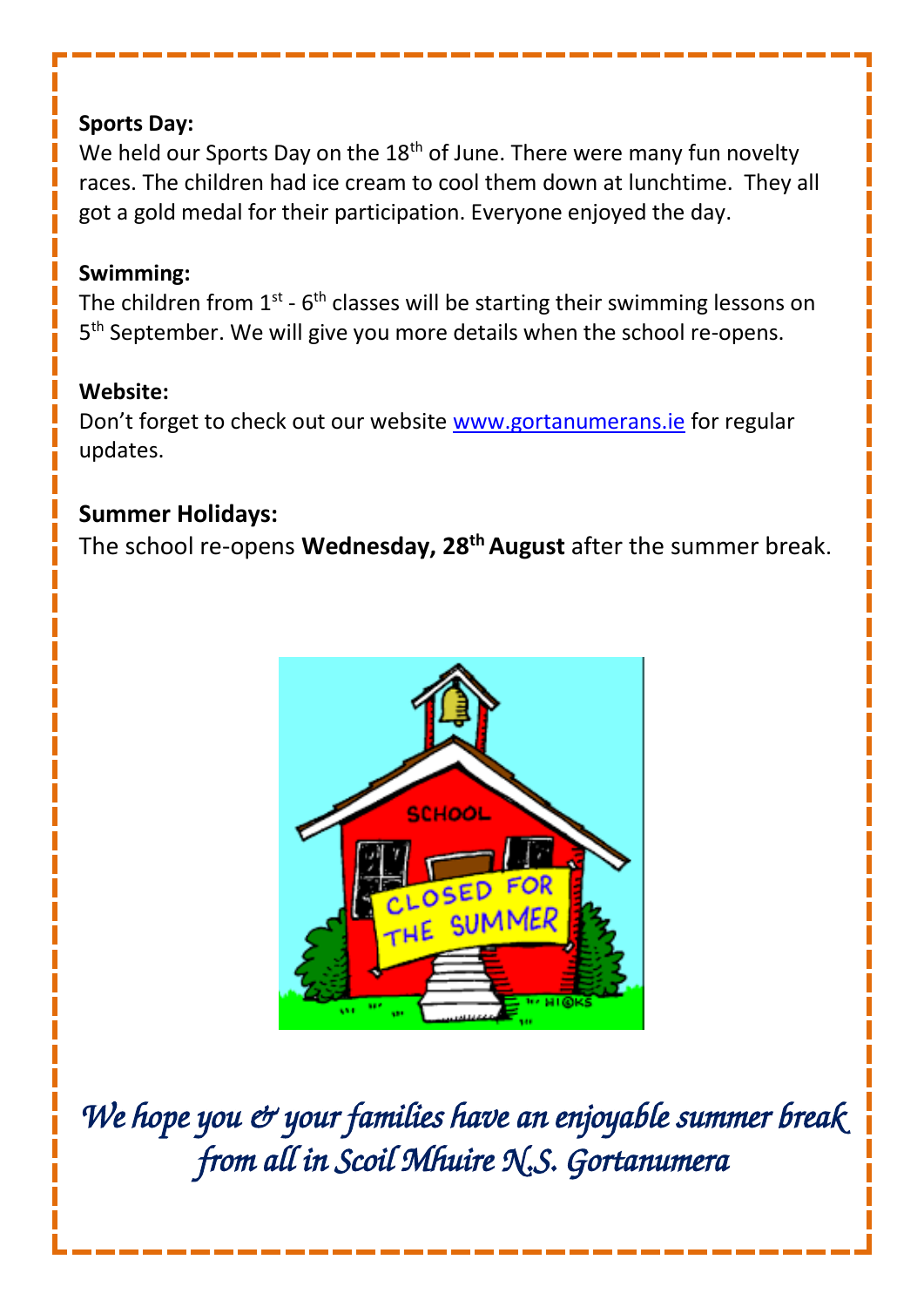**Sports Day:**

We held our Sports Day on the 18th of June. There were many fun novelty races. The children had ice cream to cool them down at lunchtime. They all got a gold medal for their participation. Everyone enjoyed the day.

**Swimming:**

The children from 1st - 6th classes will be starting their swimming lessons on 5th September. We will give you more details when the school re-opens.

**Website:**

Don't forget to check out our website [www.gortanumerans.ie](http://www.gortanumerans.ie) for regular updates.

**Summer Holidays:**

The school re-opens **Wednesday, 28th August** after the summer break.

*We hope you & your families have an enjoyable summer break from all in Scoil Mhuire N.S. Gortanumera*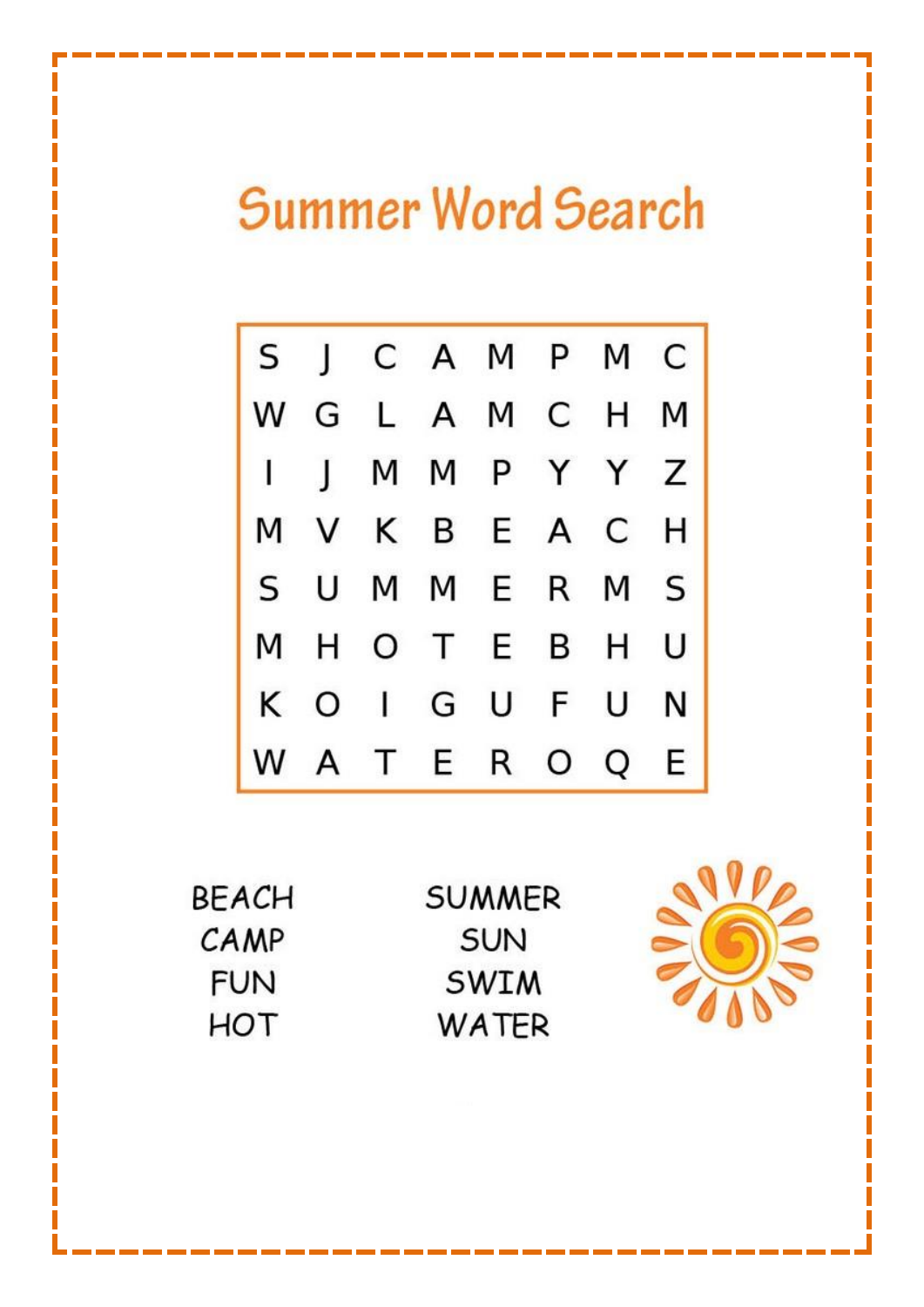# Summer Word Search

| | | | | | | | |
|---|---|---|---|---|---|---|---|
| S | J | C | A | M | P | M | C |
| W | G | L | A | M | C | H | M |
| I | J | M | M | P | Y | Y | Z |
| M | V | K | B | E | A | C | H |
| S | U | M | M | E | R | M | S |
| M | H | O | T | E | B | H | U |
| K | O | I | G | U | F | U | N |
| W | A | T | E | R | O | Q | E |

BEACH
CAMP
FUN
HOT

SUMMER
SUN
SWIM
WATER